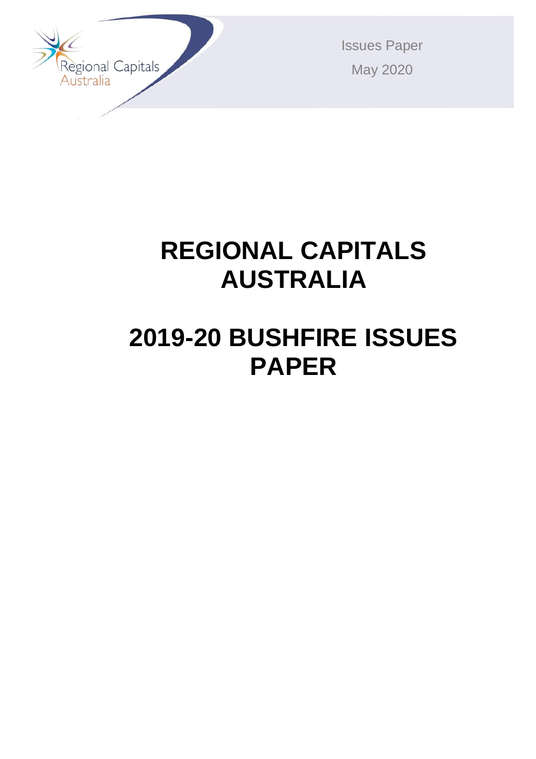Regional Capitals Australia

Issues Paper

May 2020

# REGIONAL CAPITALS AUSTRALIA

# 2019-20 BUSHFIRE ISSUES PAPER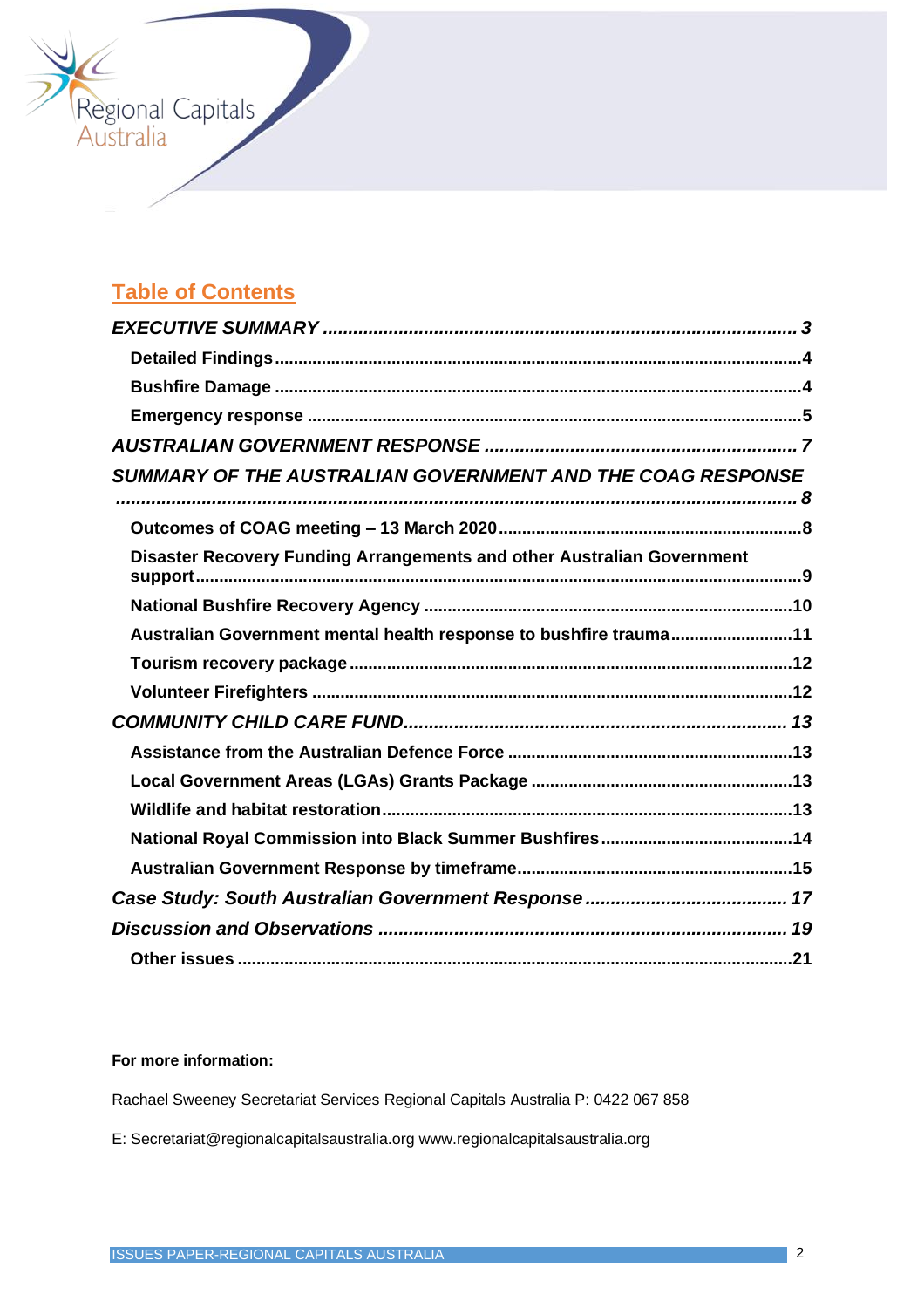## Table of Contents

*EXECUTIVE SUMMARY* ...... 3
- Detailed Findings ...... 4
- Bushfire Damage ...... 4
- Emergency response ...... 5

*AUSTRALIAN GOVERNMENT RESPONSE* ...... 7

*SUMMARY OF THE AUSTRALIAN GOVERNMENT AND THE COAG RESPONSE* ...... 8
- Outcomes of COAG meeting – 13 March 2020 ...... 8
- Disaster Recovery Funding Arrangements and other Australian Government support ...... 9
- National Bushfire Recovery Agency ...... 10
- Australian Government mental health response to bushfire trauma ...... 11
- Tourism recovery package ...... 12
- Volunteer Firefighters ...... 12

*COMMUNITY CHILD CARE FUND* ...... 13
- Assistance from the Australian Defence Force ...... 13
- Local Government Areas (LGAs) Grants Package ...... 13
- Wildlife and habitat restoration ...... 13
- National Royal Commission into Black Summer Bushfires ...... 14
- Australian Government Response by timeframe ...... 15

*Case Study: South Australian Government Response* ...... 17

*Discussion and Observations* ...... 19
- Other issues ...... 21

**For more information:**

Rachael Sweeney Secretariat Services Regional Capitals Australia P: 0422 067 858

E: Secretariat@regionalcapitalsaustralia.org www.regionalcapitalsaustralia.org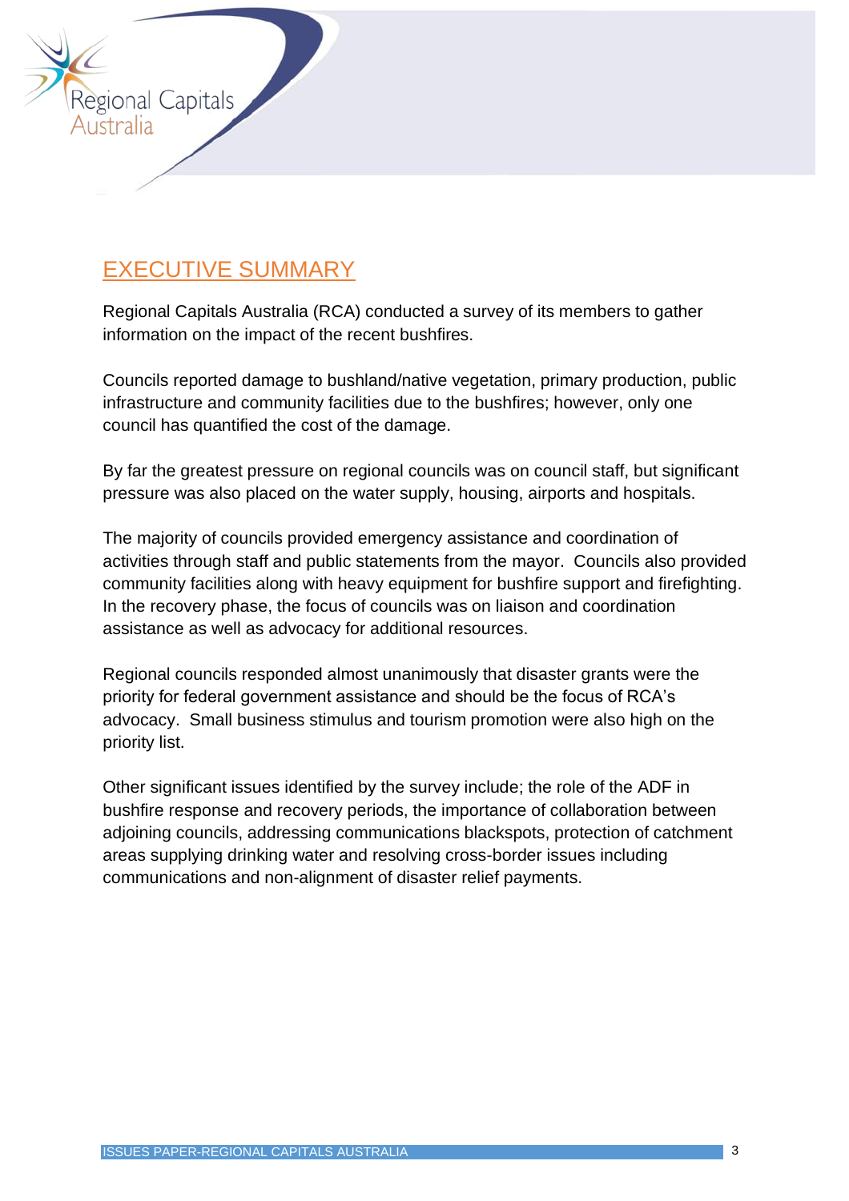## EXECUTIVE SUMMARY

Regional Capitals Australia (RCA) conducted a survey of its members to gather information on the impact of the recent bushfires.

Councils reported damage to bushland/native vegetation, primary production, public infrastructure and community facilities due to the bushfires; however, only one council has quantified the cost of the damage.

By far the greatest pressure on regional councils was on council staff, but significant pressure was also placed on the water supply, housing, airports and hospitals.

The majority of councils provided emergency assistance and coordination of activities through staff and public statements from the mayor. Councils also provided community facilities along with heavy equipment for bushfire support and firefighting. In the recovery phase, the focus of councils was on liaison and coordination assistance as well as advocacy for additional resources.

Regional councils responded almost unanimously that disaster grants were the priority for federal government assistance and should be the focus of RCA's advocacy. Small business stimulus and tourism promotion were also high on the priority list.

Other significant issues identified by the survey include; the role of the ADF in bushfire response and recovery periods, the importance of collaboration between adjoining councils, addressing communications blackspots, protection of catchment areas supplying drinking water and resolving cross-border issues including communications and non-alignment of disaster relief payments.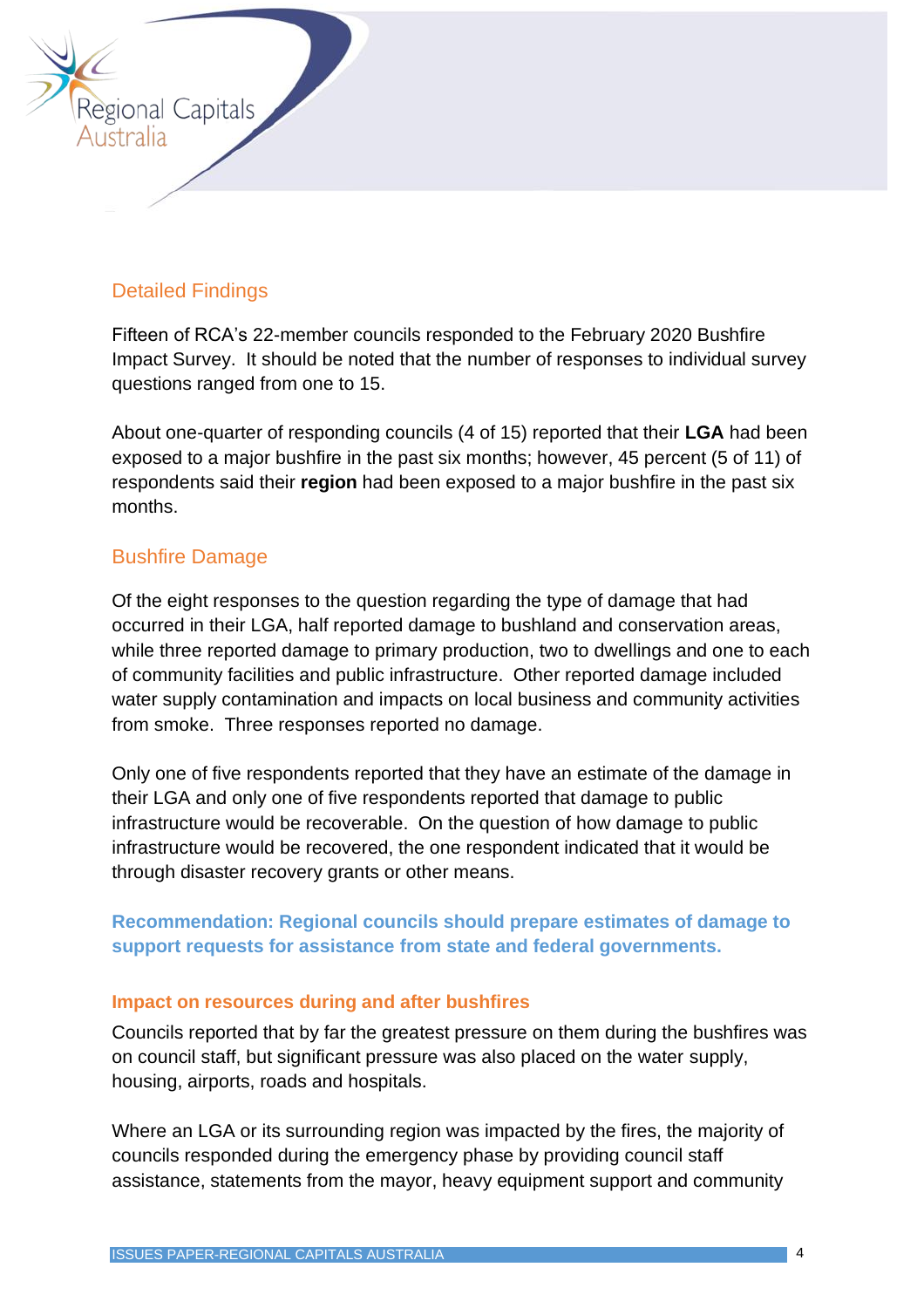## Detailed Findings

Fifteen of RCA's 22-member councils responded to the February 2020 Bushfire Impact Survey. It should be noted that the number of responses to individual survey questions ranged from one to 15.

About one-quarter of responding councils (4 of 15) reported that their **LGA** had been exposed to a major bushfire in the past six months; however, 45 percent (5 of 11) of respondents said their **region** had been exposed to a major bushfire in the past six months.

## Bushfire Damage

Of the eight responses to the question regarding the type of damage that had occurred in their LGA, half reported damage to bushland and conservation areas, while three reported damage to primary production, two to dwellings and one to each of community facilities and public infrastructure. Other reported damage included water supply contamination and impacts on local business and community activities from smoke. Three responses reported no damage.

Only one of five respondents reported that they have an estimate of the damage in their LGA and only one of five respondents reported that damage to public infrastructure would be recoverable. On the question of how damage to public infrastructure would be recovered, the one respondent indicated that it would be through disaster recovery grants or other means.

**Recommendation: Regional councils should prepare estimates of damage to support requests for assistance from state and federal governments.**

### Impact on resources during and after bushfires

Councils reported that by far the greatest pressure on them during the bushfires was on council staff, but significant pressure was also placed on the water supply, housing, airports, roads and hospitals.

Where an LGA or its surrounding region was impacted by the fires, the majority of councils responded during the emergency phase by providing council staff assistance, statements from the mayor, heavy equipment support and community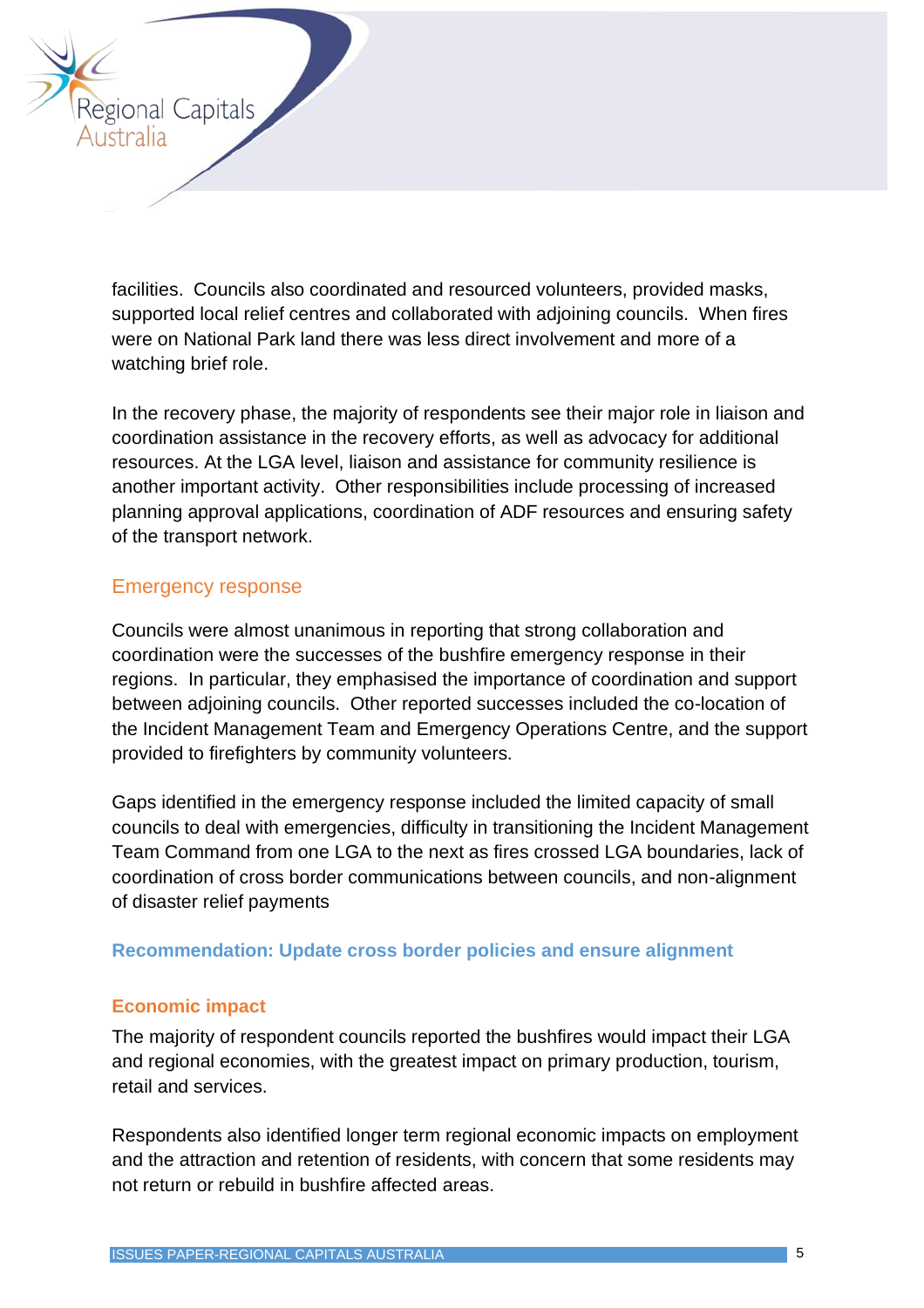facilities. Councils also coordinated and resourced volunteers, provided masks, supported local relief centres and collaborated with adjoining councils. When fires were on National Park land there was less direct involvement and more of a watching brief role.

In the recovery phase, the majority of respondents see their major role in liaison and coordination assistance in the recovery efforts, as well as advocacy for additional resources. At the LGA level, liaison and assistance for community resilience is another important activity. Other responsibilities include processing of increased planning approval applications, coordination of ADF resources and ensuring safety of the transport network.

## Emergency response

Councils were almost unanimous in reporting that strong collaboration and coordination were the successes of the bushfire emergency response in their regions. In particular, they emphasised the importance of coordination and support between adjoining councils. Other reported successes included the co-location of the Incident Management Team and Emergency Operations Centre, and the support provided to firefighters by community volunteers.

Gaps identified in the emergency response included the limited capacity of small councils to deal with emergencies, difficulty in transitioning the Incident Management Team Command from one LGA to the next as fires crossed LGA boundaries, lack of coordination of cross border communications between councils, and non-alignment of disaster relief payments

**Recommendation: Update cross border policies and ensure alignment**

## Economic impact

The majority of respondent councils reported the bushfires would impact their LGA and regional economies, with the greatest impact on primary production, tourism, retail and services.

Respondents also identified longer term regional economic impacts on employment and the attraction and retention of residents, with concern that some residents may not return or rebuild in bushfire affected areas.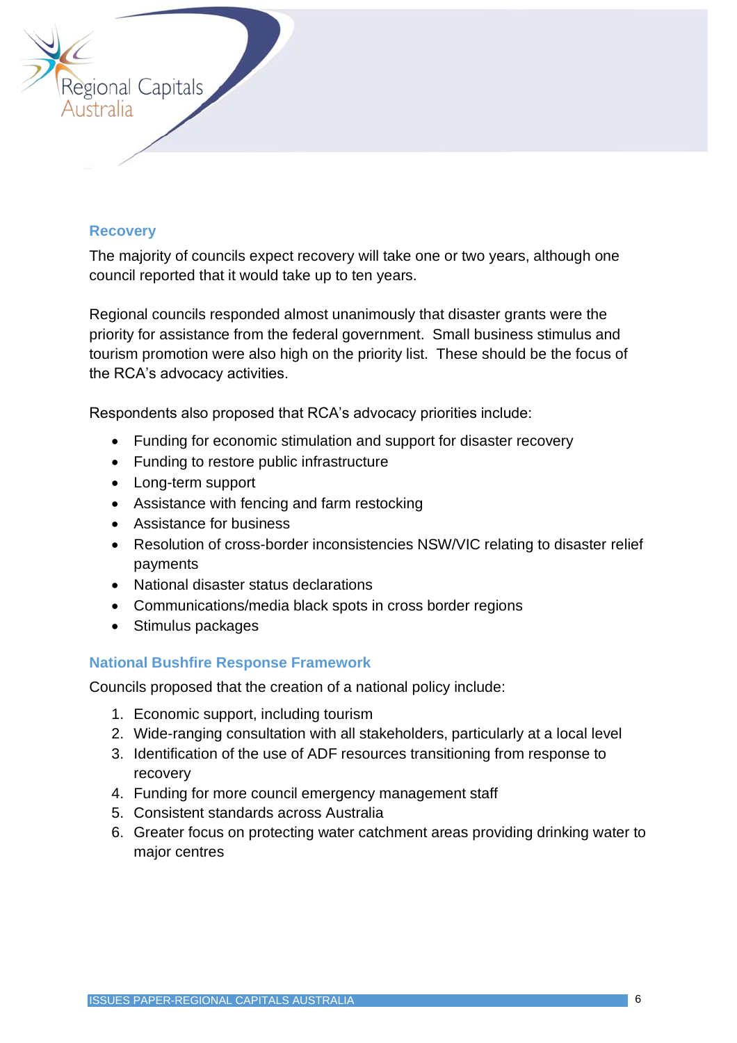## Recovery

The majority of councils expect recovery will take one or two years, although one council reported that it would take up to ten years.

Regional councils responded almost unanimously that disaster grants were the priority for assistance from the federal government. Small business stimulus and tourism promotion were also high on the priority list. These should be the focus of the RCA's advocacy activities.

Respondents also proposed that RCA's advocacy priorities include:

- Funding for economic stimulation and support for disaster recovery
- Funding to restore public infrastructure
- Long-term support
- Assistance with fencing and farm restocking
- Assistance for business
- Resolution of cross-border inconsistencies NSW/VIC relating to disaster relief payments
- National disaster status declarations
- Communications/media black spots in cross border regions
- Stimulus packages

## National Bushfire Response Framework

Councils proposed that the creation of a national policy include:

1. Economic support, including tourism
2. Wide-ranging consultation with all stakeholders, particularly at a local level
3. Identification of the use of ADF resources transitioning from response to recovery
4. Funding for more council emergency management staff
5. Consistent standards across Australia
6. Greater focus on protecting water catchment areas providing drinking water to major centres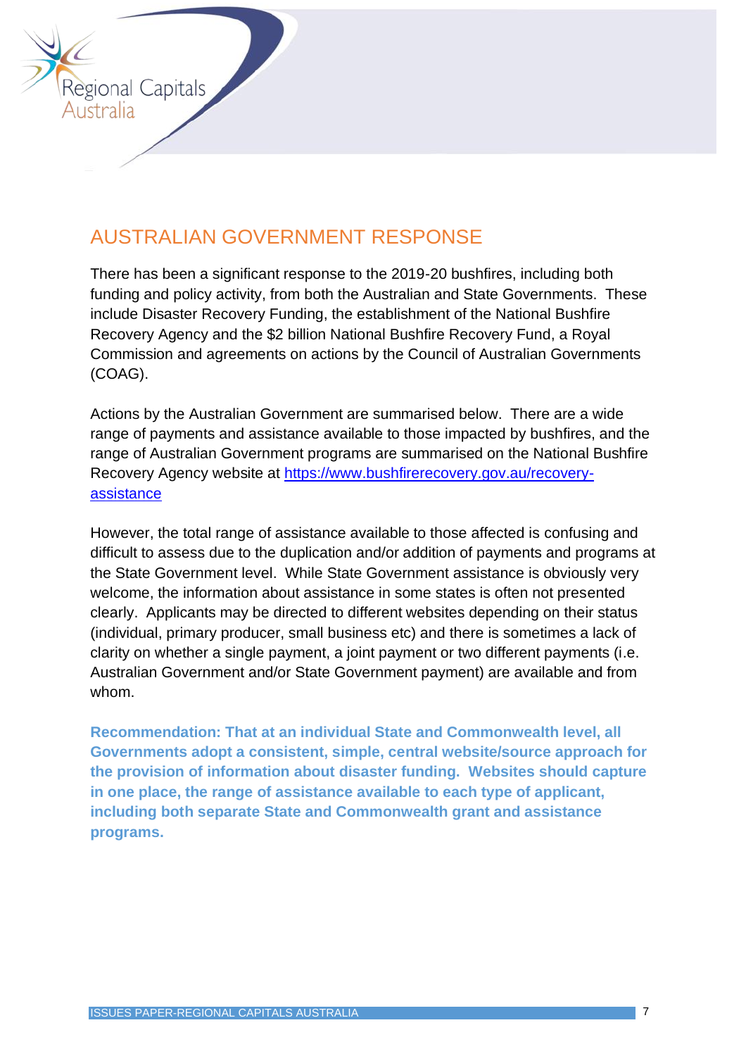## AUSTRALIAN GOVERNMENT RESPONSE

There has been a significant response to the 2019-20 bushfires, including both funding and policy activity, from both the Australian and State Governments. These include Disaster Recovery Funding, the establishment of the National Bushfire Recovery Agency and the $2 billion National Bushfire Recovery Fund, a Royal Commission and agreements on actions by the Council of Australian Governments (COAG).

Actions by the Australian Government are summarised below. There are a wide range of payments and assistance available to those impacted by bushfires, and the range of Australian Government programs are summarised on the National Bushfire Recovery Agency website at [https://www.bushfirerecovery.gov.au/recovery-assistance](https://www.bushfirerecovery.gov.au/recovery-assistance)

However, the total range of assistance available to those affected is confusing and difficult to assess due to the duplication and/or addition of payments and programs at the State Government level. While State Government assistance is obviously very welcome, the information about assistance in some states is often not presented clearly. Applicants may be directed to different websites depending on their status (individual, primary producer, small business etc) and there is sometimes a lack of clarity on whether a single payment, a joint payment or two different payments (i.e. Australian Government and/or State Government payment) are available and from whom.

**Recommendation: That at an individual State and Commonwealth level, all Governments adopt a consistent, simple, central website/source approach for the provision of information about disaster funding. Websites should capture in one place, the range of assistance available to each type of applicant, including both separate State and Commonwealth grant and assistance programs.**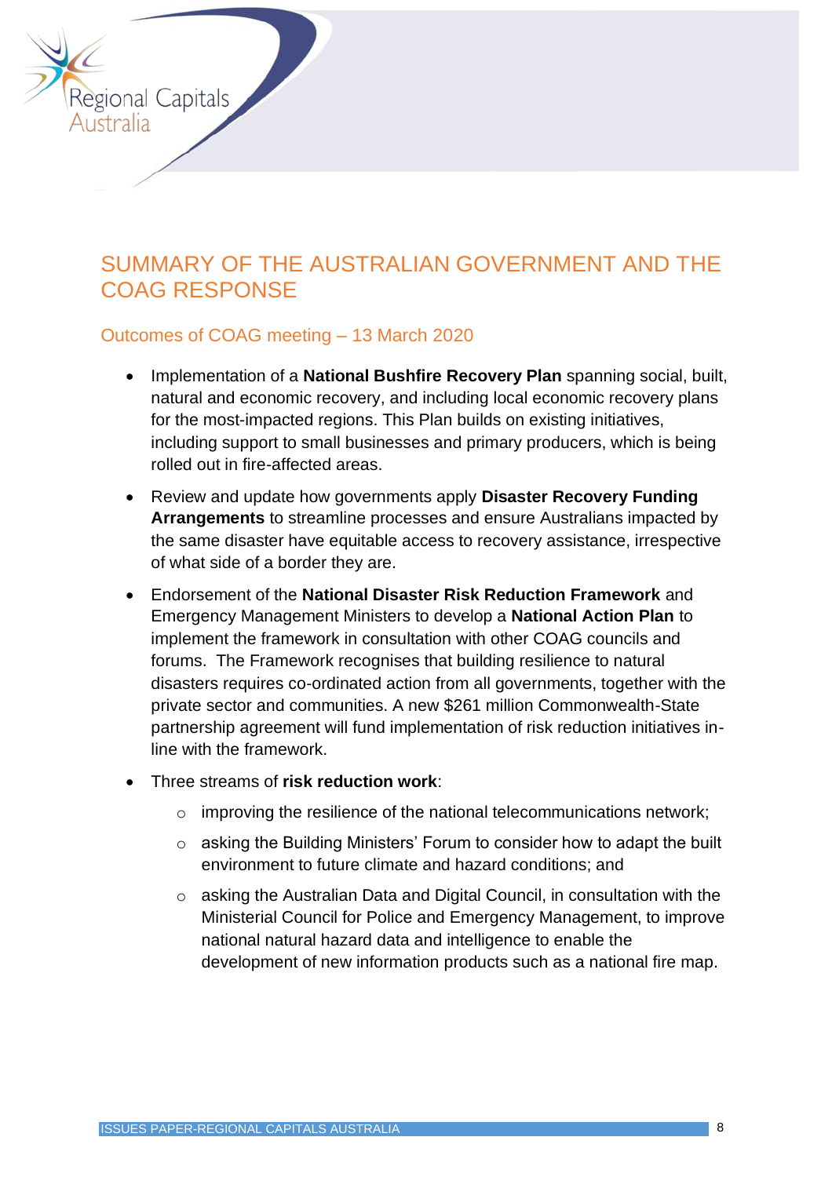## SUMMARY OF THE AUSTRALIAN GOVERNMENT AND THE COAG RESPONSE

### Outcomes of COAG meeting – 13 March 2020

- Implementation of a **National Bushfire Recovery Plan** spanning social, built, natural and economic recovery, and including local economic recovery plans for the most-impacted regions. This Plan builds on existing initiatives, including support to small businesses and primary producers, which is being rolled out in fire-affected areas.
- Review and update how governments apply **Disaster Recovery Funding Arrangements** to streamline processes and ensure Australians impacted by the same disaster have equitable access to recovery assistance, irrespective of what side of a border they are.
- Endorsement of the **National Disaster Risk Reduction Framework** and Emergency Management Ministers to develop a **National Action Plan** to implement the framework in consultation with other COAG councils and forums. The Framework recognises that building resilience to natural disasters requires co-ordinated action from all governments, together with the private sector and communities. A new $261 million Commonwealth-State partnership agreement will fund implementation of risk reduction initiatives in-line with the framework.
- Three streams of **risk reduction work**:
  - improving the resilience of the national telecommunications network;
  - asking the Building Ministers' Forum to consider how to adapt the built environment to future climate and hazard conditions; and
  - asking the Australian Data and Digital Council, in consultation with the Ministerial Council for Police and Emergency Management, to improve national natural hazard data and intelligence to enable the development of new information products such as a national fire map.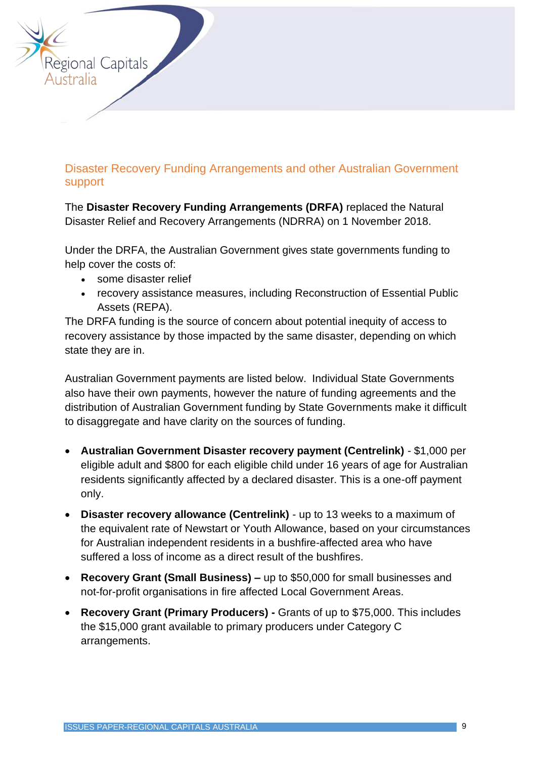## Disaster Recovery Funding Arrangements and other Australian Government support

The **Disaster Recovery Funding Arrangements (DRFA)** replaced the Natural Disaster Relief and Recovery Arrangements (NDRRA) on 1 November 2018.

Under the DRFA, the Australian Government gives state governments funding to help cover the costs of:

- some disaster relief
- recovery assistance measures, including Reconstruction of Essential Public Assets (REPA).

The DRFA funding is the source of concern about potential inequity of access to recovery assistance by those impacted by the same disaster, depending on which state they are in.

Australian Government payments are listed below. Individual State Governments also have their own payments, however the nature of funding agreements and the distribution of Australian Government funding by State Governments make it difficult to disaggregate and have clarity on the sources of funding.

- **Australian Government Disaster recovery payment (Centrelink)** - $1,000 per eligible adult and $800 for each eligible child under 16 years of age for Australian residents significantly affected by a declared disaster. This is a one-off payment only.
- **Disaster recovery allowance (Centrelink)** - up to 13 weeks to a maximum of the equivalent rate of Newstart or Youth Allowance, based on your circumstances for Australian independent residents in a bushfire-affected area who have suffered a loss of income as a direct result of the bushfires.
- **Recovery Grant (Small Business) –** up to $50,000 for small businesses and not-for-profit organisations in fire affected Local Government Areas.
- **Recovery Grant (Primary Producers) -** Grants of up to $75,000. This includes the $15,000 grant available to primary producers under Category C arrangements.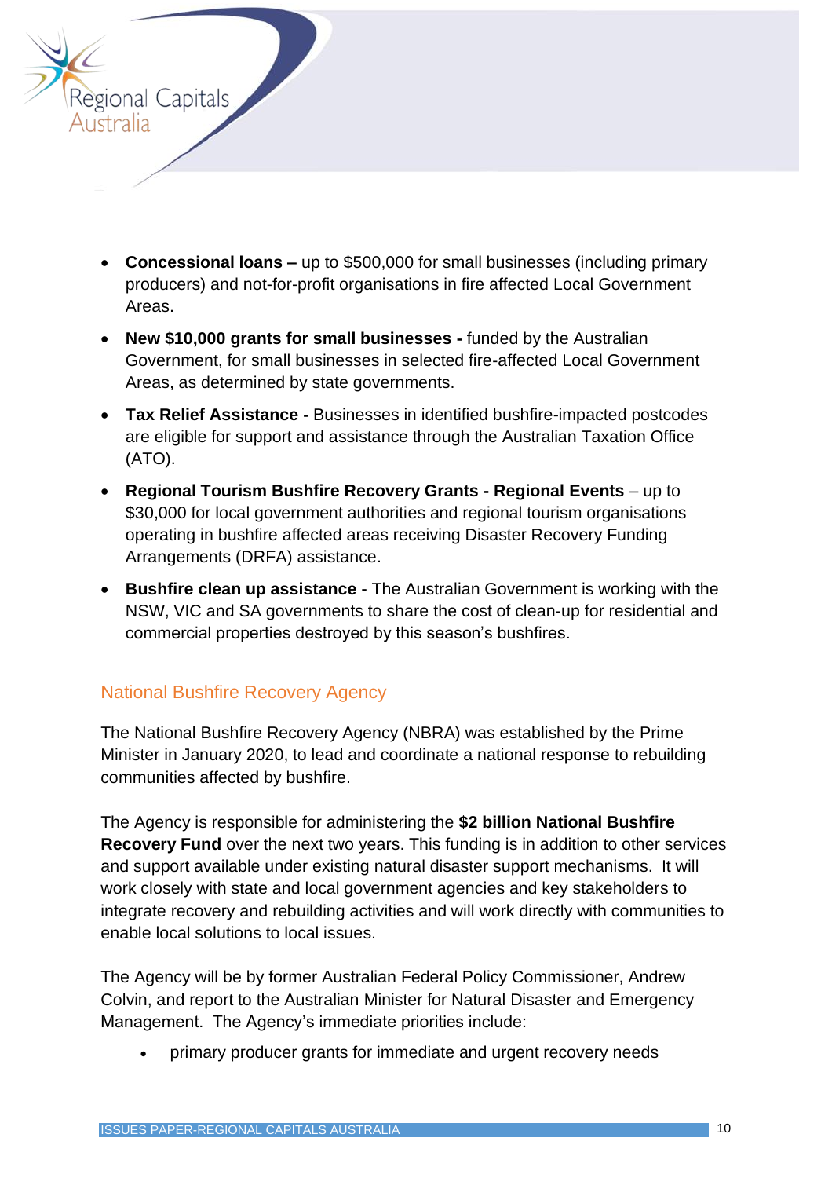- **Concessional loans –** up to $500,000 for small businesses (including primary producers) and not-for-profit organisations in fire affected Local Government Areas.
- **New $10,000 grants for small businesses -** funded by the Australian Government, for small businesses in selected fire-affected Local Government Areas, as determined by state governments.
- **Tax Relief Assistance -** Businesses in identified bushfire-impacted postcodes are eligible for support and assistance through the Australian Taxation Office (ATO).
- **Regional Tourism Bushfire Recovery Grants - Regional Events** – up to $30,000 for local government authorities and regional tourism organisations operating in bushfire affected areas receiving Disaster Recovery Funding Arrangements (DRFA) assistance.
- **Bushfire clean up assistance -** The Australian Government is working with the NSW, VIC and SA governments to share the cost of clean-up for residential and commercial properties destroyed by this season's bushfires.

## National Bushfire Recovery Agency

The National Bushfire Recovery Agency (NBRA) was established by the Prime Minister in January 2020, to lead and coordinate a national response to rebuilding communities affected by bushfire.

The Agency is responsible for administering the **$2 billion National Bushfire Recovery Fund** over the next two years. This funding is in addition to other services and support available under existing natural disaster support mechanisms. It will work closely with state and local government agencies and key stakeholders to integrate recovery and rebuilding activities and will work directly with communities to enable local solutions to local issues.

The Agency will be by former Australian Federal Policy Commissioner, Andrew Colvin, and report to the Australian Minister for Natural Disaster and Emergency Management. The Agency's immediate priorities include:

- primary producer grants for immediate and urgent recovery needs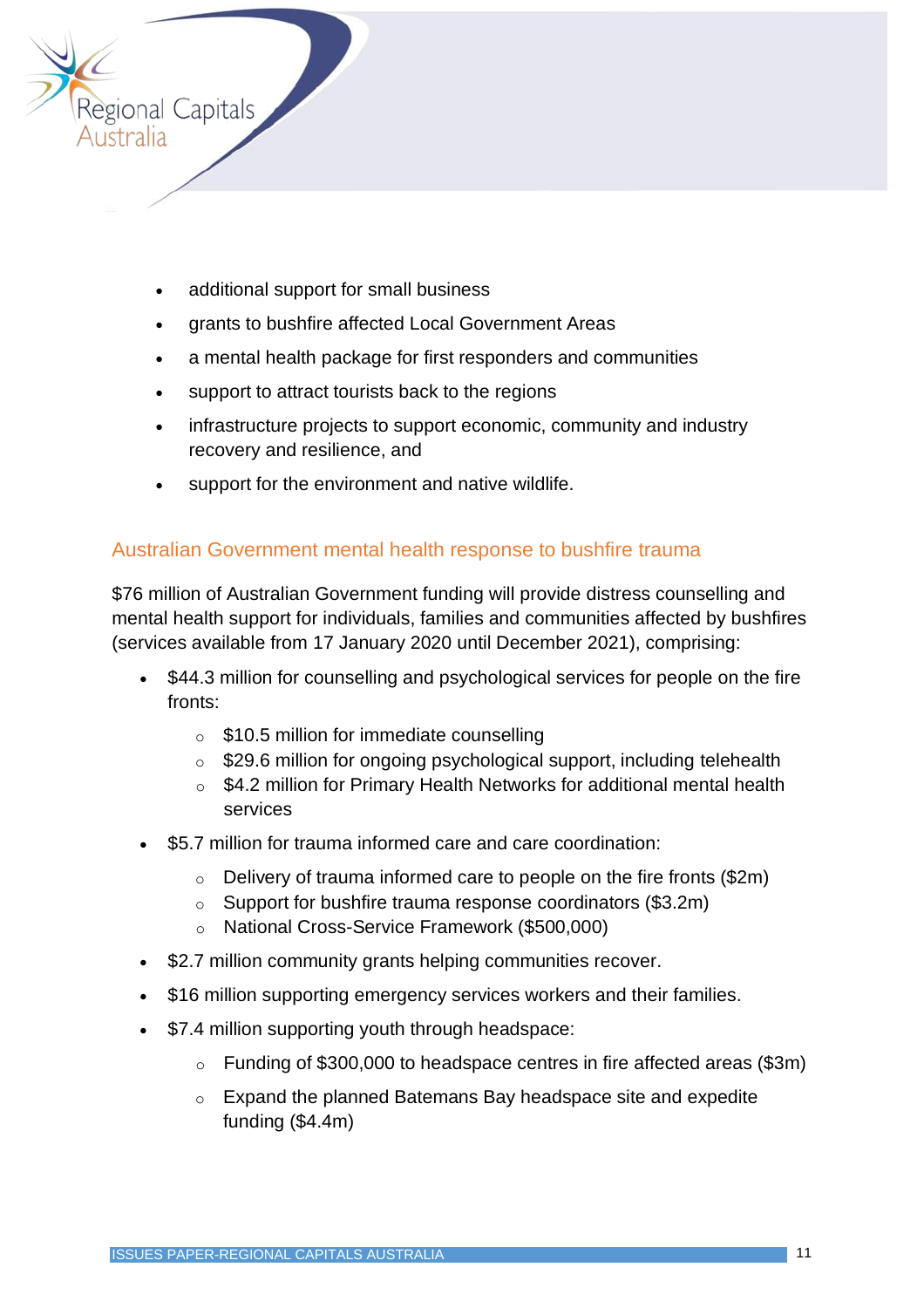- additional support for small business
- grants to bushfire affected Local Government Areas
- a mental health package for first responders and communities
- support to attract tourists back to the regions
- infrastructure projects to support economic, community and industry recovery and resilience, and
- support for the environment and native wildlife.

## Australian Government mental health response to bushfire trauma

$76 million of Australian Government funding will provide distress counselling and mental health support for individuals, families and communities affected by bushfires (services available from 17 January 2020 until December 2021), comprising:

- $44.3 million for counselling and psychological services for people on the fire fronts:
  - $10.5 million for immediate counselling
  - $29.6 million for ongoing psychological support, including telehealth
  - $4.2 million for Primary Health Networks for additional mental health services
- $5.7 million for trauma informed care and care coordination:
  - Delivery of trauma informed care to people on the fire fronts ($2m)
  - Support for bushfire trauma response coordinators ($3.2m)
  - National Cross-Service Framework ($500,000)
- $2.7 million community grants helping communities recover.
- $16 million supporting emergency services workers and their families.
- $7.4 million supporting youth through headspace:
  - Funding of $300,000 to headspace centres in fire affected areas ($3m)
  - Expand the planned Batemans Bay headspace site and expedite funding ($4.4m)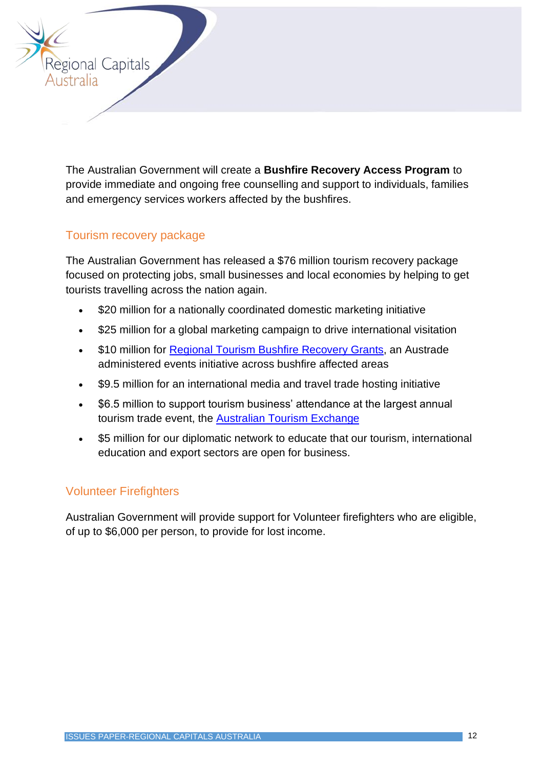The Australian Government will create a **Bushfire Recovery Access Program** to provide immediate and ongoing free counselling and support to individuals, families and emergency services workers affected by the bushfires.

## Tourism recovery package

The Australian Government has released a $76 million tourism recovery package focused on protecting jobs, small businesses and local economies by helping to get tourists travelling across the nation again.

- $20 million for a nationally coordinated domestic marketing initiative
- $25 million for a global marketing campaign to drive international visitation
- $10 million for Regional Tourism Bushfire Recovery Grants, an Austrade administered events initiative across bushfire affected areas
- $9.5 million for an international media and travel trade hosting initiative
- $6.5 million to support tourism business' attendance at the largest annual tourism trade event, the Australian Tourism Exchange
- $5 million for our diplomatic network to educate that our tourism, international education and export sectors are open for business.

## Volunteer Firefighters

Australian Government will provide support for Volunteer firefighters who are eligible, of up to $6,000 per person, to provide for lost income.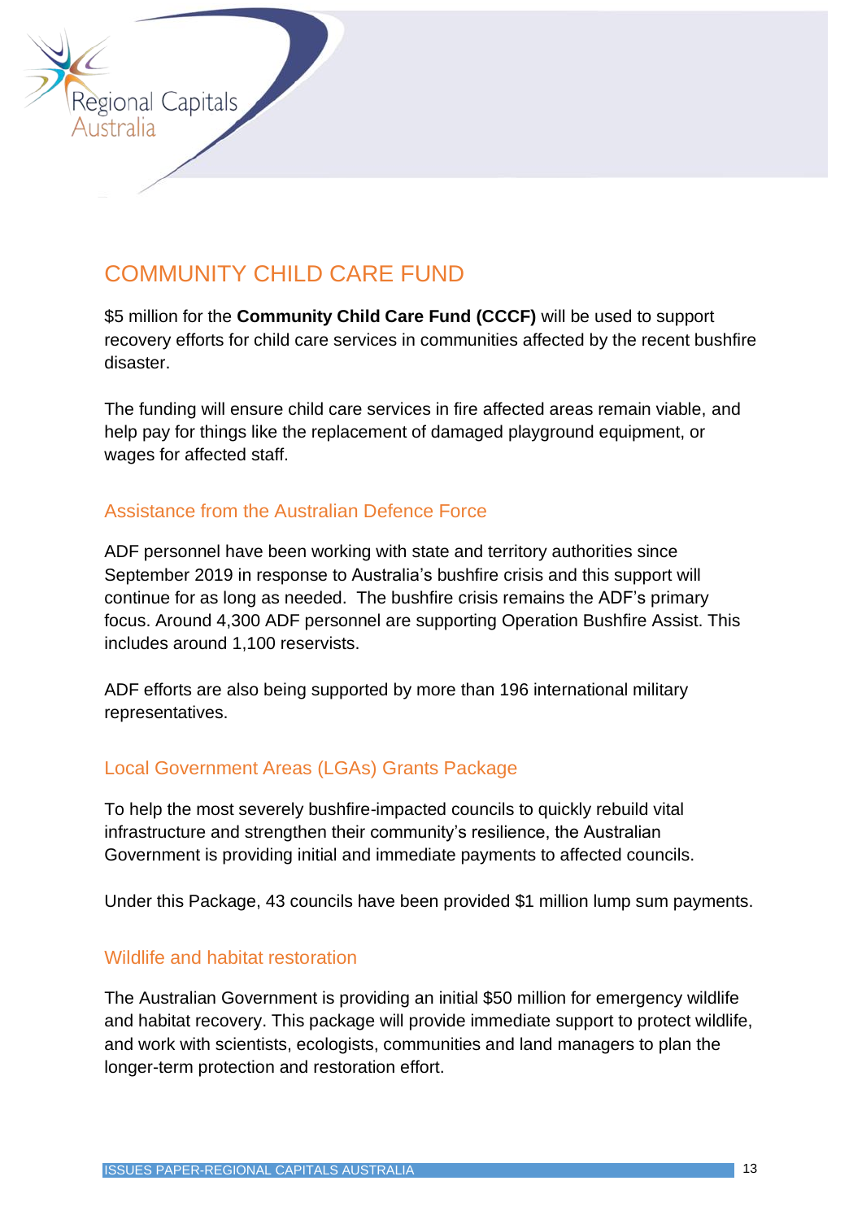# COMMUNITY CHILD CARE FUND

$5 million for the **Community Child Care Fund (CCCF)** will be used to support recovery efforts for child care services in communities affected by the recent bushfire disaster.

The funding will ensure child care services in fire affected areas remain viable, and help pay for things like the replacement of damaged playground equipment, or wages for affected staff.

## Assistance from the Australian Defence Force

ADF personnel have been working with state and territory authorities since September 2019 in response to Australia's bushfire crisis and this support will continue for as long as needed. The bushfire crisis remains the ADF's primary focus. Around 4,300 ADF personnel are supporting Operation Bushfire Assist. This includes around 1,100 reservists.

ADF efforts are also being supported by more than 196 international military representatives.

## Local Government Areas (LGAs) Grants Package

To help the most severely bushfire-impacted councils to quickly rebuild vital infrastructure and strengthen their community's resilience, the Australian Government is providing initial and immediate payments to affected councils.

Under this Package, 43 councils have been provided $1 million lump sum payments.

## Wildlife and habitat restoration

The Australian Government is providing an initial $50 million for emergency wildlife and habitat recovery. This package will provide immediate support to protect wildlife, and work with scientists, ecologists, communities and land managers to plan the longer-term protection and restoration effort.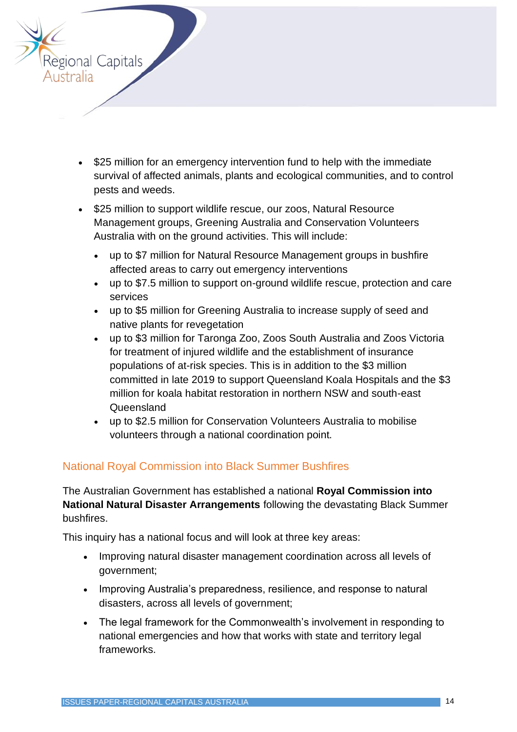- $25 million for an emergency intervention fund to help with the immediate survival of affected animals, plants and ecological communities, and to control pests and weeds.
- $25 million to support wildlife rescue, our zoos, Natural Resource Management groups, Greening Australia and Conservation Volunteers Australia with on the ground activities. This will include:
  - up to $7 million for Natural Resource Management groups in bushfire affected areas to carry out emergency interventions
  - up to $7.5 million to support on-ground wildlife rescue, protection and care services
  - up to $5 million for Greening Australia to increase supply of seed and native plants for revegetation
  - up to $3 million for Taronga Zoo, Zoos South Australia and Zoos Victoria for treatment of injured wildlife and the establishment of insurance populations of at-risk species. This is in addition to the $3 million committed in late 2019 to support Queensland Koala Hospitals and the $3 million for koala habitat restoration in northern NSW and south-east Queensland
  - up to $2.5 million for Conservation Volunteers Australia to mobilise volunteers through a national coordination point.

## National Royal Commission into Black Summer Bushfires

The Australian Government has established a national **Royal Commission into National Natural Disaster Arrangements** following the devastating Black Summer bushfires.

This inquiry has a national focus and will look at three key areas:

- Improving natural disaster management coordination across all levels of government;
- Improving Australia's preparedness, resilience, and response to natural disasters, across all levels of government;
- The legal framework for the Commonwealth's involvement in responding to national emergencies and how that works with state and territory legal frameworks.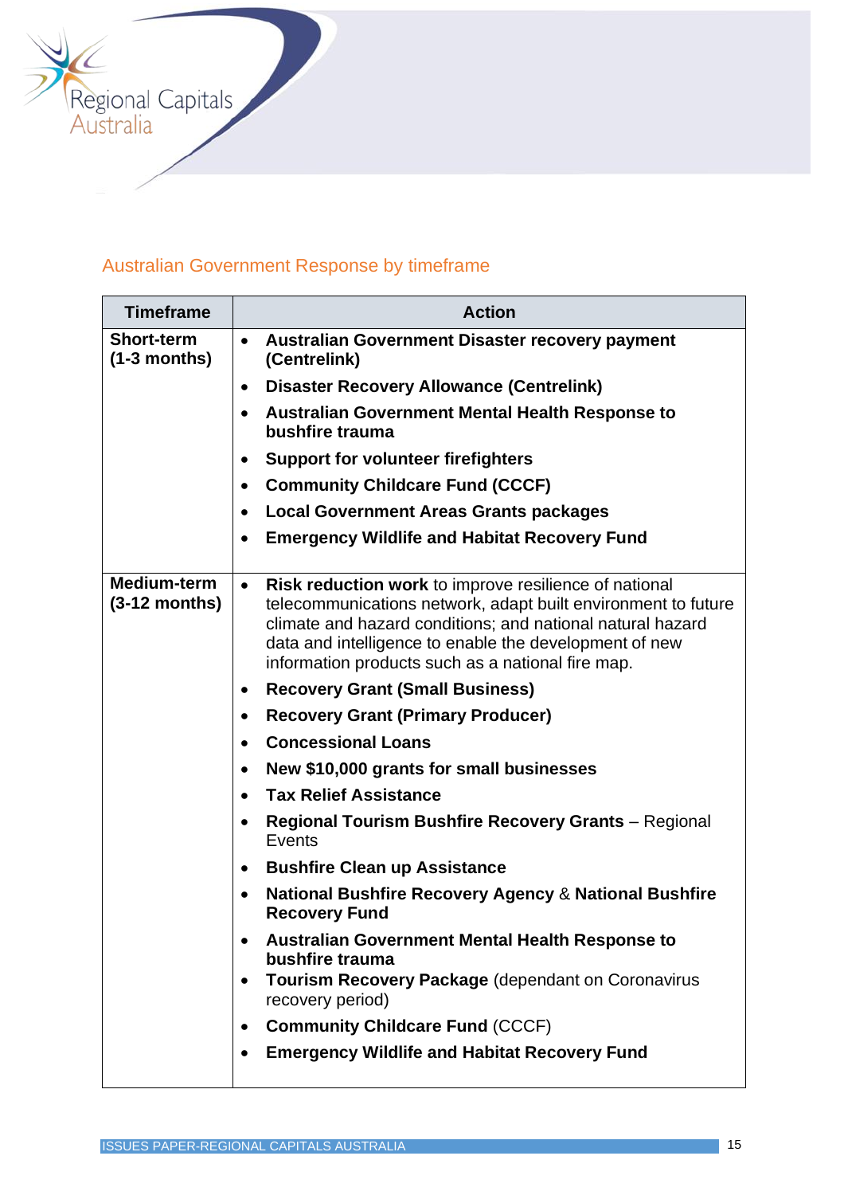## Australian Government Response by timeframe

| Timeframe | Action |
|---|---|
| **Short-term (1-3 months)** | • **Australian Government Disaster recovery payment (Centrelink)**<br>• **Disaster Recovery Allowance (Centrelink)**<br>• **Australian Government Mental Health Response to bushfire trauma**<br>• **Support for volunteer firefighters**<br>• **Community Childcare Fund (CCCF)**<br>• **Local Government Areas Grants packages**<br>• **Emergency Wildlife and Habitat Recovery Fund** |
| **Medium-term (3-12 months)** | • **Risk reduction work** to improve resilience of national telecommunications network, adapt built environment to future climate and hazard conditions; and national natural hazard data and intelligence to enable the development of new information products such as a national fire map.<br>• **Recovery Grant (Small Business)**<br>• **Recovery Grant (Primary Producer)**<br>• **Concessional Loans**<br>• **New $10,000 grants for small businesses**<br>• **Tax Relief Assistance**<br>• **Regional Tourism Bushfire Recovery Grants** – Regional Events<br>• **Bushfire Clean up Assistance**<br>• **National Bushfire Recovery Agency** & **National Bushfire Recovery Fund**<br>• **Australian Government Mental Health Response to bushfire trauma**<br>• **Tourism Recovery Package** (dependant on Coronavirus recovery period)<br>• **Community Childcare Fund** (CCCF)<br>• **Emergency Wildlife and Habitat Recovery Fund** |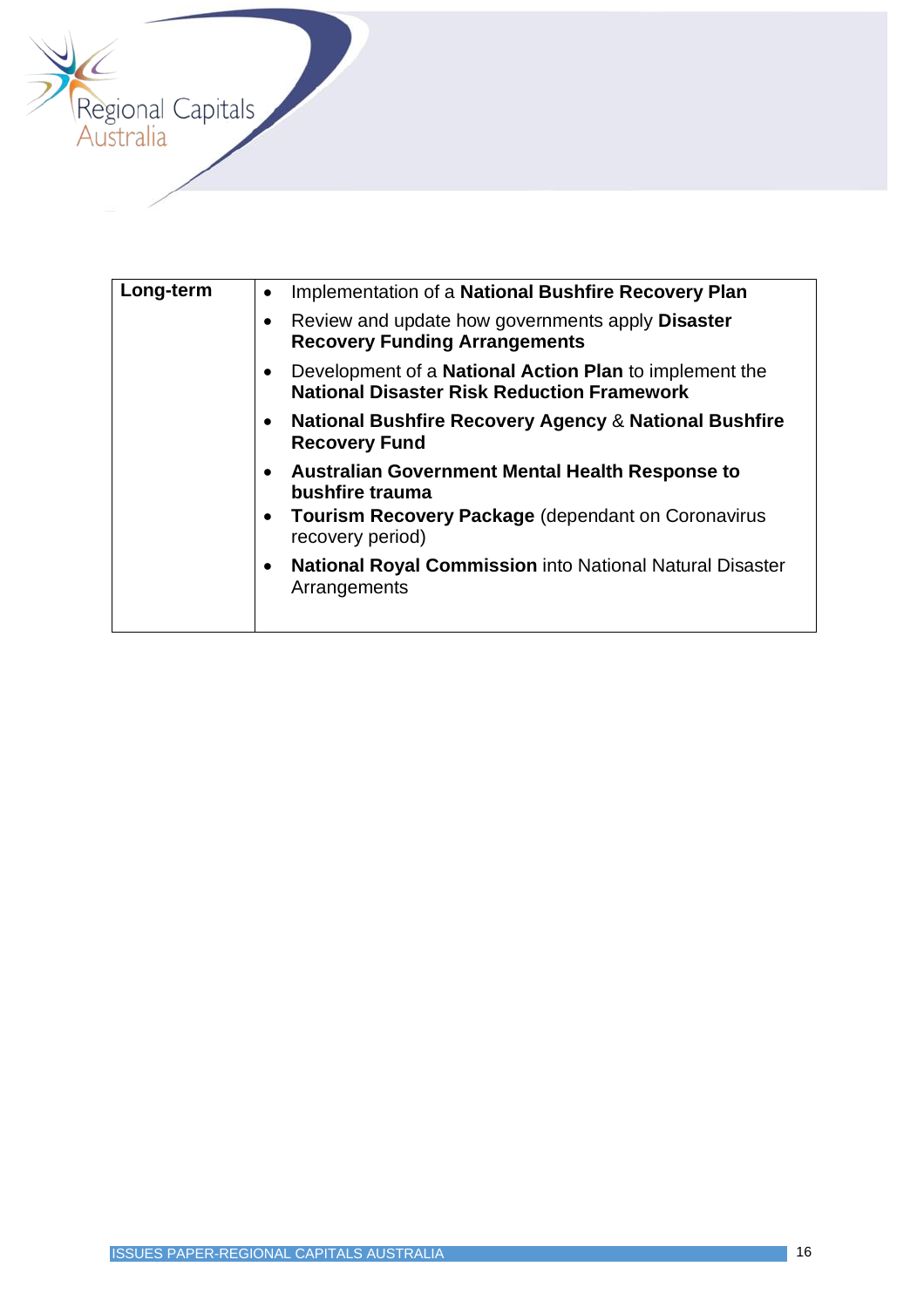| | |
|---|---|
| **Long-term** | • Implementation of a **National Bushfire Recovery Plan**<br>• Review and update how governments apply **Disaster Recovery Funding Arrangements**<br>• Development of a **National Action Plan** to implement the **National Disaster Risk Reduction Framework**<br>• **National Bushfire Recovery Agency** & **National Bushfire Recovery Fund**<br>• **Australian Government Mental Health Response to bushfire trauma**<br>• **Tourism Recovery Package** (dependant on Coronavirus recovery period)<br>• **National Royal Commission** into National Natural Disaster Arrangements |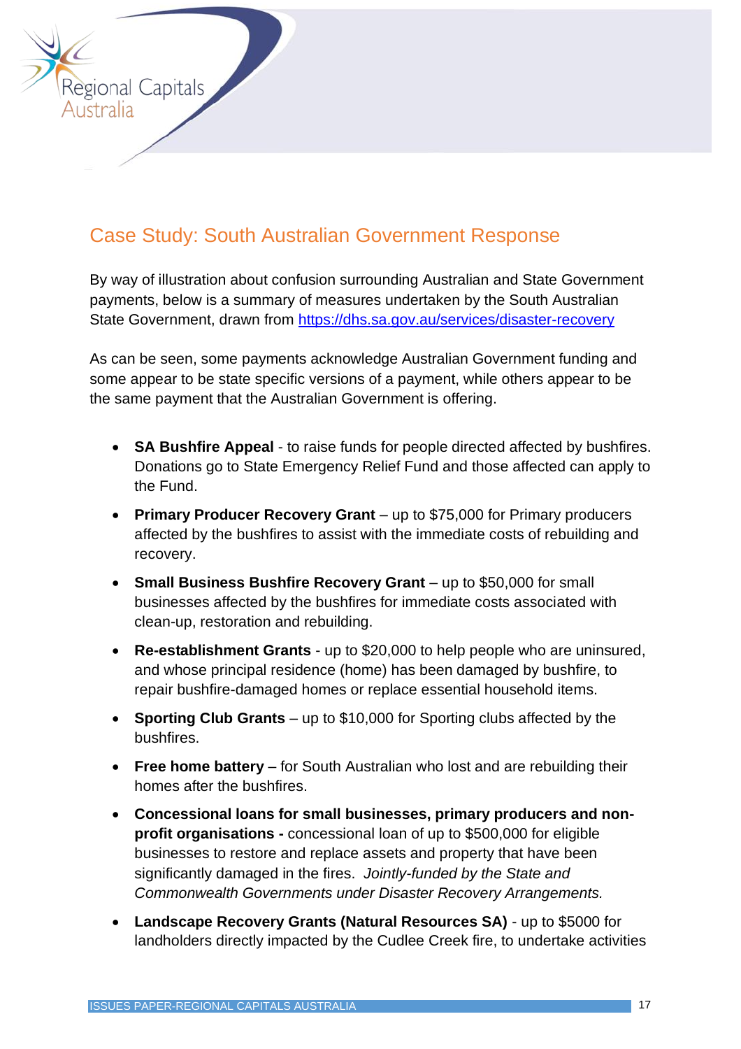## Case Study: South Australian Government Response

By way of illustration about confusion surrounding Australian and State Government payments, below is a summary of measures undertaken by the South Australian State Government, drawn from https://dhs.sa.gov.au/services/disaster-recovery

As can be seen, some payments acknowledge Australian Government funding and some appear to be state specific versions of a payment, while others appear to be the same payment that the Australian Government is offering.

- **SA Bushfire Appeal** - to raise funds for people directed affected by bushfires. Donations go to State Emergency Relief Fund and those affected can apply to the Fund.
- **Primary Producer Recovery Grant** – up to $75,000 for Primary producers affected by the bushfires to assist with the immediate costs of rebuilding and recovery.
- **Small Business Bushfire Recovery Grant** – up to $50,000 for small businesses affected by the bushfires for immediate costs associated with clean-up, restoration and rebuilding.
- **Re-establishment Grants** - up to $20,000 to help people who are uninsured, and whose principal residence (home) has been damaged by bushfire, to repair bushfire-damaged homes or replace essential household items.
- **Sporting Club Grants** – up to $10,000 for Sporting clubs affected by the bushfires.
- **Free home battery** – for South Australian who lost and are rebuilding their homes after the bushfires.
- **Concessional loans for small businesses, primary producers and non-profit organisations -** concessional loan of up to $500,000 for eligible businesses to restore and replace assets and property that have been significantly damaged in the fires. *Jointly-funded by the State and Commonwealth Governments under Disaster Recovery Arrangements.*
- **Landscape Recovery Grants (Natural Resources SA)** - up to $5000 for landholders directly impacted by the Cudlee Creek fire, to undertake activities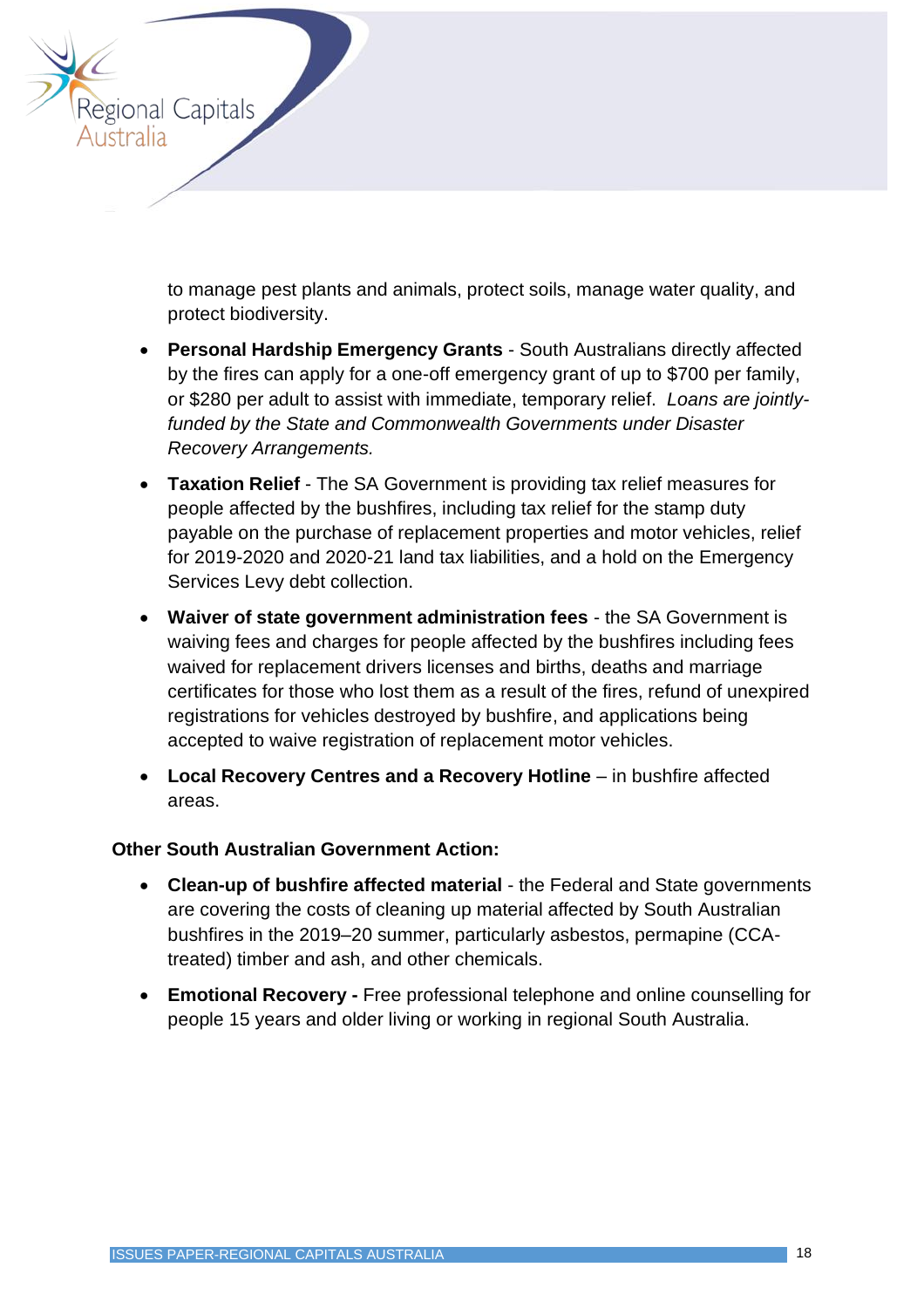to manage pest plants and animals, protect soils, manage water quality, and protect biodiversity.

- **Personal Hardship Emergency Grants** - South Australians directly affected by the fires can apply for a one-off emergency grant of up to $700 per family, or $280 per adult to assist with immediate, temporary relief. *Loans are jointly-funded by the State and Commonwealth Governments under Disaster Recovery Arrangements.*
- **Taxation Relief** - The SA Government is providing tax relief measures for people affected by the bushfires, including tax relief for the stamp duty payable on the purchase of replacement properties and motor vehicles, relief for 2019-2020 and 2020-21 land tax liabilities, and a hold on the Emergency Services Levy debt collection.
- **Waiver of state government administration fees** - the SA Government is waiving fees and charges for people affected by the bushfires including fees waived for replacement drivers licenses and births, deaths and marriage certificates for those who lost them as a result of the fires, refund of unexpired registrations for vehicles destroyed by bushfire, and applications being accepted to waive registration of replacement motor vehicles.
- **Local Recovery Centres and a Recovery Hotline** – in bushfire affected areas.

**Other South Australian Government Action:**

- **Clean-up of bushfire affected material** - the Federal and State governments are covering the costs of cleaning up material affected by South Australian bushfires in the 2019–20 summer, particularly asbestos, permapine (CCA-treated) timber and ash, and other chemicals.
- **Emotional Recovery -** Free professional telephone and online counselling for people 15 years and older living or working in regional South Australia.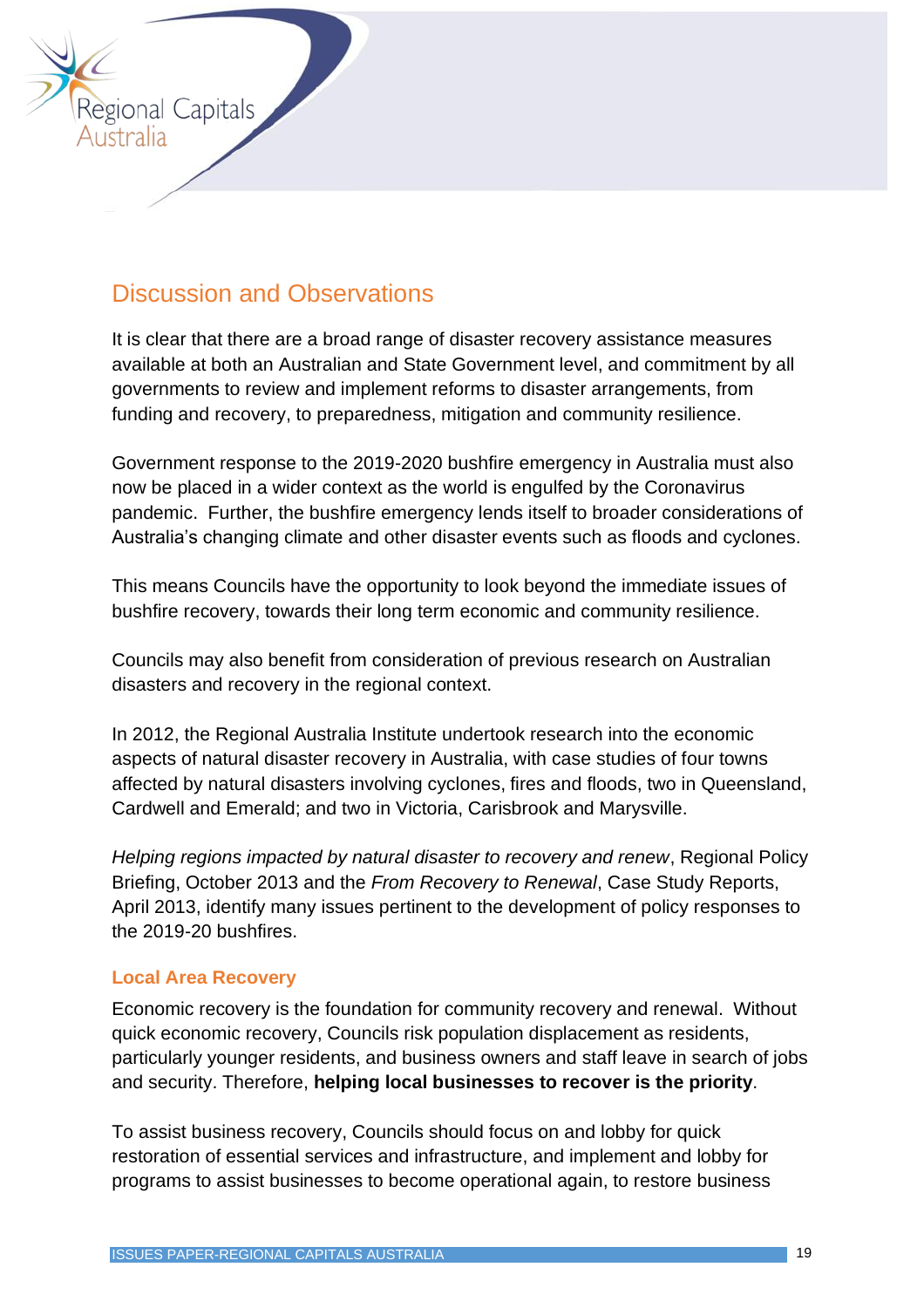## Discussion and Observations

It is clear that there are a broad range of disaster recovery assistance measures available at both an Australian and State Government level, and commitment by all governments to review and implement reforms to disaster arrangements, from funding and recovery, to preparedness, mitigation and community resilience.

Government response to the 2019-2020 bushfire emergency in Australia must also now be placed in a wider context as the world is engulfed by the Coronavirus pandemic. Further, the bushfire emergency lends itself to broader considerations of Australia's changing climate and other disaster events such as floods and cyclones.

This means Councils have the opportunity to look beyond the immediate issues of bushfire recovery, towards their long term economic and community resilience.

Councils may also benefit from consideration of previous research on Australian disasters and recovery in the regional context.

In 2012, the Regional Australia Institute undertook research into the economic aspects of natural disaster recovery in Australia, with case studies of four towns affected by natural disasters involving cyclones, fires and floods, two in Queensland, Cardwell and Emerald; and two in Victoria, Carisbrook and Marysville.

*Helping regions impacted by natural disaster to recovery and renew*, Regional Policy Briefing, October 2013 and the *From Recovery to Renewal*, Case Study Reports, April 2013, identify many issues pertinent to the development of policy responses to the 2019-20 bushfires.

### Local Area Recovery

Economic recovery is the foundation for community recovery and renewal. Without quick economic recovery, Councils risk population displacement as residents, particularly younger residents, and business owners and staff leave in search of jobs and security. Therefore, **helping local businesses to recover is the priority**.

To assist business recovery, Councils should focus on and lobby for quick restoration of essential services and infrastructure, and implement and lobby for programs to assist businesses to become operational again, to restore business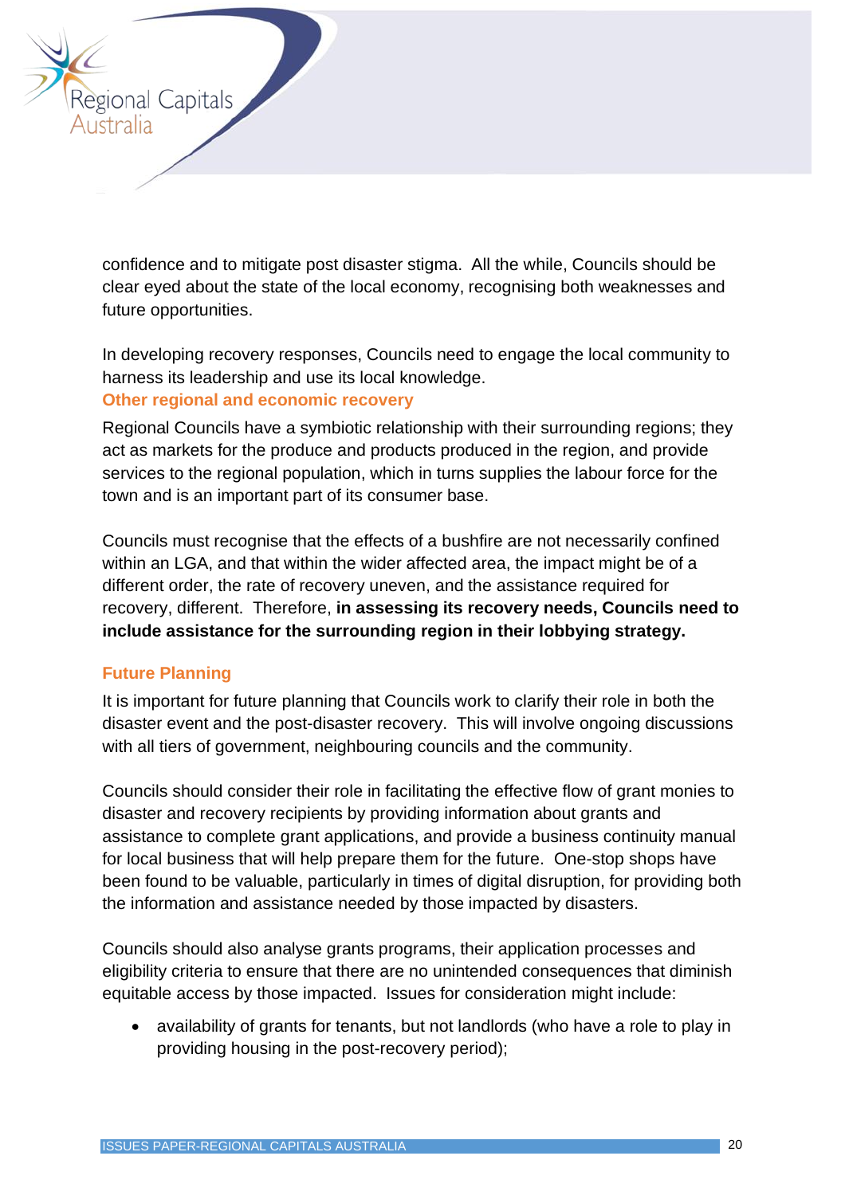confidence and to mitigate post disaster stigma. All the while, Councils should be clear eyed about the state of the local economy, recognising both weaknesses and future opportunities.

In developing recovery responses, Councils need to engage the local community to harness its leadership and use its local knowledge.

### Other regional and economic recovery

Regional Councils have a symbiotic relationship with their surrounding regions; they act as markets for the produce and products produced in the region, and provide services to the regional population, which in turns supplies the labour force for the town and is an important part of its consumer base.

Councils must recognise that the effects of a bushfire are not necessarily confined within an LGA, and that within the wider affected area, the impact might be of a different order, the rate of recovery uneven, and the assistance required for recovery, different. Therefore, **in assessing its recovery needs, Councils need to include assistance for the surrounding region in their lobbying strategy.**

### Future Planning

It is important for future planning that Councils work to clarify their role in both the disaster event and the post-disaster recovery. This will involve ongoing discussions with all tiers of government, neighbouring councils and the community.

Councils should consider their role in facilitating the effective flow of grant monies to disaster and recovery recipients by providing information about grants and assistance to complete grant applications, and provide a business continuity manual for local business that will help prepare them for the future. One-stop shops have been found to be valuable, particularly in times of digital disruption, for providing both the information and assistance needed by those impacted by disasters.

Councils should also analyse grants programs, their application processes and eligibility criteria to ensure that there are no unintended consequences that diminish equitable access by those impacted. Issues for consideration might include:

- availability of grants for tenants, but not landlords (who have a role to play in providing housing in the post-recovery period);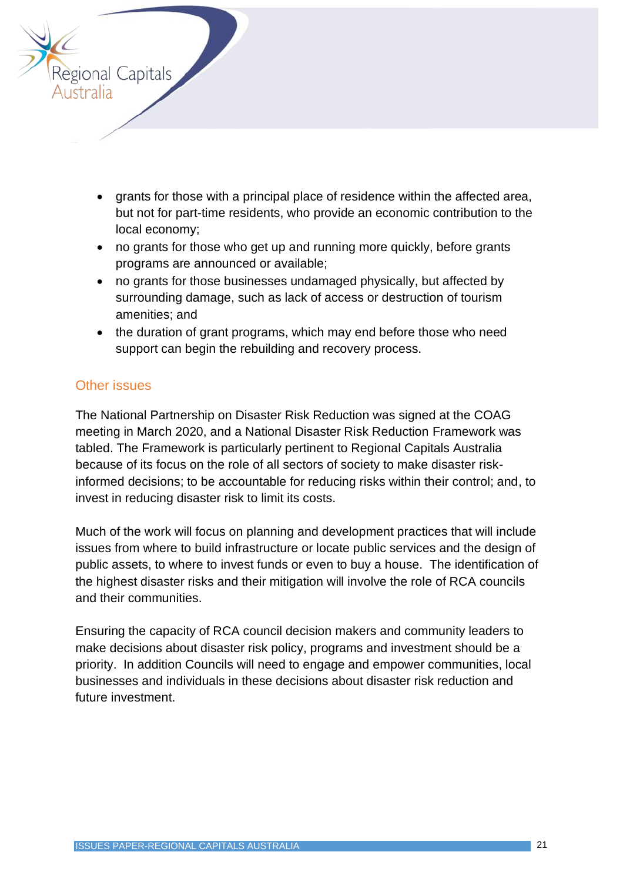- grants for those with a principal place of residence within the affected area, but not for part-time residents, who provide an economic contribution to the local economy;
- no grants for those who get up and running more quickly, before grants programs are announced or available;
- no grants for those businesses undamaged physically, but affected by surrounding damage, such as lack of access or destruction of tourism amenities; and
- the duration of grant programs, which may end before those who need support can begin the rebuilding and recovery process.

## Other issues

The National Partnership on Disaster Risk Reduction was signed at the COAG meeting in March 2020, and a National Disaster Risk Reduction Framework was tabled. The Framework is particularly pertinent to Regional Capitals Australia because of its focus on the role of all sectors of society to make disaster risk-informed decisions; to be accountable for reducing risks within their control; and, to invest in reducing disaster risk to limit its costs.

Much of the work will focus on planning and development practices that will include issues from where to build infrastructure or locate public services and the design of public assets, to where to invest funds or even to buy a house. The identification of the highest disaster risks and their mitigation will involve the role of RCA councils and their communities.

Ensuring the capacity of RCA council decision makers and community leaders to make decisions about disaster risk policy, programs and investment should be a priority. In addition Councils will need to engage and empower communities, local businesses and individuals in these decisions about disaster risk reduction and future investment.